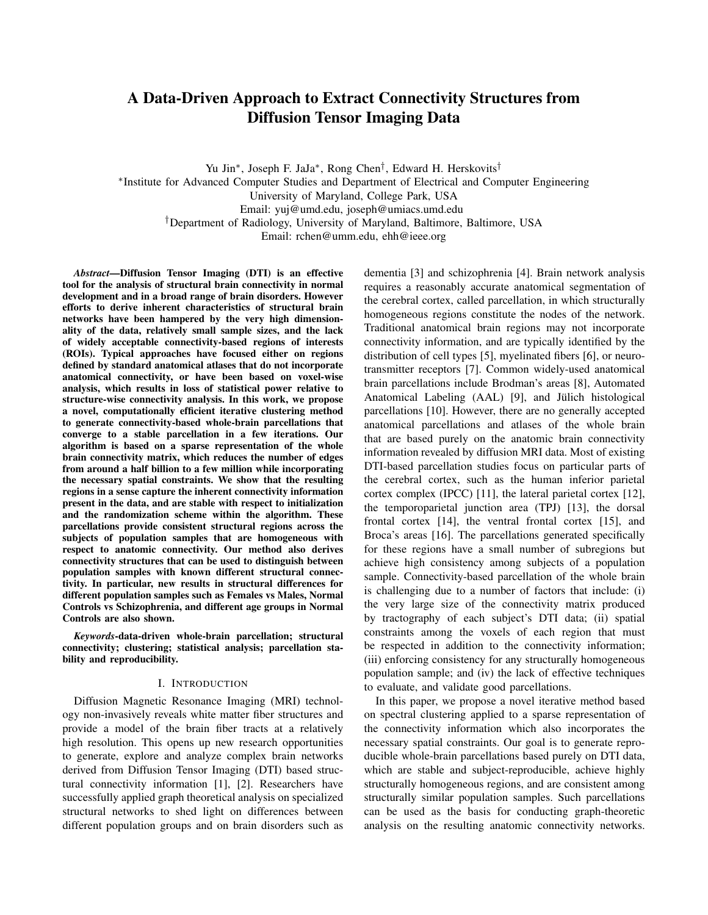# A Data-Driven Approach to Extract Connectivity Structures from Diffusion Tensor Imaging Data

Yu Jin*, Joseph F. JaJa*, Rong Chen†, Edward H. Herskovits†

*Institute for Advanced Computer Studies and Department of Electrical and Computer Engineering
University of Maryland, College Park, USA
Email: yuj@umd.edu, joseph@umiacs.umd.edu

†Department of Radiology, University of Maryland, Baltimore, Baltimore, USA
Email: rchen@umm.edu, ehh@ieee.org

***Abstract*—Diffusion Tensor Imaging (DTI) is an effective tool for the analysis of structural brain connectivity in normal development and in a broad range of brain disorders. However efforts to derive inherent characteristics of structural brain networks have been hampered by the very high dimensionality of the data, relatively small sample sizes, and the lack of widely acceptable connectivity-based regions of interests (ROIs). Typical approaches have focused either on regions defined by standard anatomical atlases that do not incorporate anatomical connectivity, or have been based on voxel-wise analysis, which results in loss of statistical power relative to structure-wise connectivity analysis. In this work, we propose a novel, computationally efficient iterative clustering method to generate connectivity-based whole-brain parcellations that converge to a stable parcellation in a few iterations. Our algorithm is based on a sparse representation of the whole brain connectivity matrix, which reduces the number of edges from around a half billion to a few million while incorporating the necessary spatial constraints. We show that the resulting regions in a sense capture the inherent connectivity information present in the data, and are stable with respect to initialization and the randomization scheme within the algorithm. These parcellations provide consistent structural regions across the subjects of population samples that are homogeneous with respect to anatomic connectivity. Our method also derives connectivity structures that can be used to distinguish between population samples with known different structural connectivity. In particular, new results in structural differences for different population samples such as Females vs Males, Normal Controls vs Schizophrenia, and different age groups in Normal Controls are also shown.**

***Keywords*-data-driven whole-brain parcellation; structural connectivity; clustering; statistical analysis; parcellation stability and reproducibility.**

## I. Introduction

Diffusion Magnetic Resonance Imaging (MRI) technology non-invasively reveals white matter fiber structures and provide a model of the brain fiber tracts at a relatively high resolution. This opens up new research opportunities to generate, explore and analyze complex brain networks derived from Diffusion Tensor Imaging (DTI) based structural connectivity information [1], [2]. Researchers have successfully applied graph theoretical analysis on specialized structural networks to shed light on differences between different population groups and on brain disorders such as dementia [3] and schizophrenia [4]. Brain network analysis requires a reasonably accurate anatomical segmentation of the cerebral cortex, called parcellation, in which structurally homogeneous regions constitute the nodes of the network. Traditional anatomical brain regions may not incorporate connectivity information, and are typically identified by the distribution of cell types [5], myelinated fibers [6], or neurotransmitter receptors [7]. Common widely-used anatomical brain parcellations include Brodman's areas [8], Automated Anatomical Labeling (AAL) [9], and Jülich histological parcellations [10]. However, there are no generally accepted anatomical parcellations and atlases of the whole brain that are based purely on the anatomic brain connectivity information revealed by diffusion MRI data. Most of existing DTI-based parcellation studies focus on particular parts of the cerebral cortex, such as the human inferior parietal cortex complex (IPCC) [11], the lateral parietal cortex [12], the temporoparietal junction area (TPJ) [13], the dorsal frontal cortex [14], the ventral frontal cortex [15], and Broca's areas [16]. The parcellations generated specifically for these regions have a small number of subregions but achieve high consistency among subjects of a population sample. Connectivity-based parcellation of the whole brain is challenging due to a number of factors that include: (i) the very large size of the connectivity matrix produced by tractography of each subject's DTI data; (ii) spatial constraints among the voxels of each region that must be respected in addition to the connectivity information; (iii) enforcing consistency for any structurally homogeneous population sample; and (iv) the lack of effective techniques to evaluate, and validate good parcellations.

In this paper, we propose a novel iterative method based on spectral clustering applied to a sparse representation of the connectivity information which also incorporates the necessary spatial constraints. Our goal is to generate reproducible whole-brain parcellations based purely on DTI data, which are stable and subject-reproducible, achieve highly structurally homogeneous regions, and are consistent among structurally similar population samples. Such parcellations can be used as the basis for conducting graph-theoretic analysis on the resulting anatomic connectivity networks.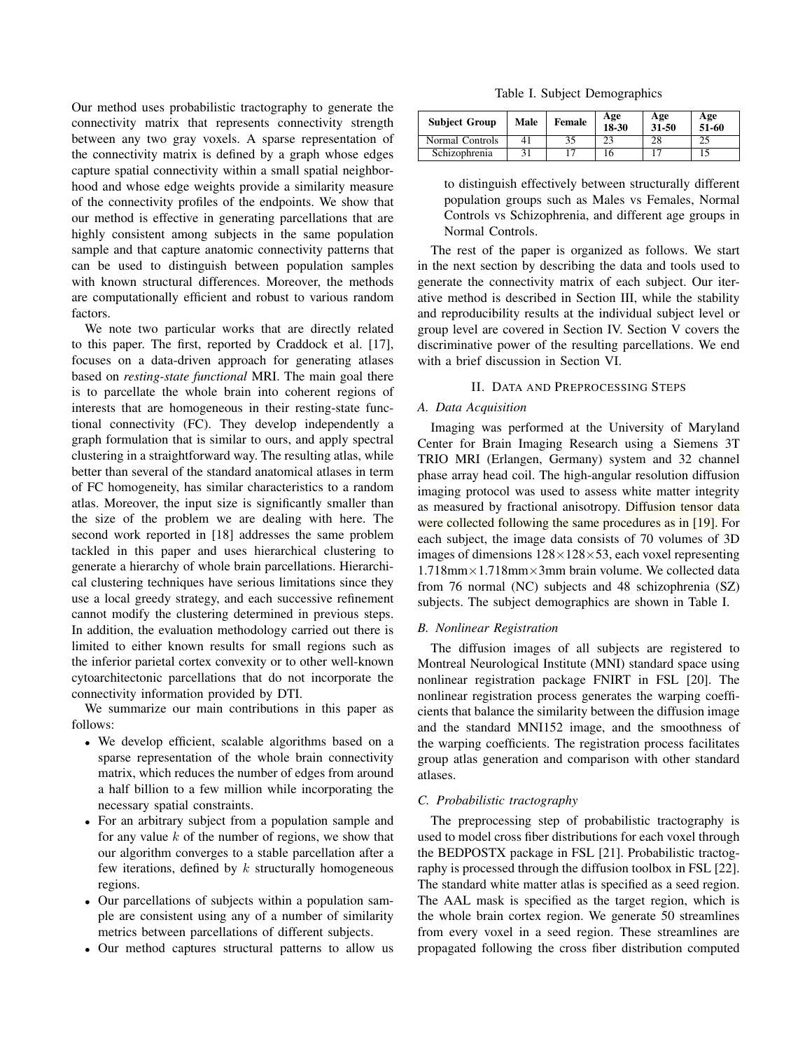Our method uses probabilistic tractography to generate the connectivity matrix that represents connectivity strength between any two gray voxels. A sparse representation of the connectivity matrix is defined by a graph whose edges capture spatial connectivity within a small spatial neighborhood and whose edge weights provide a similarity measure of the connectivity profiles of the endpoints. We show that our method is effective in generating parcellations that are highly consistent among subjects in the same population sample and that capture anatomic connectivity patterns that can be used to distinguish between population samples with known structural differences. Moreover, the methods are computationally efficient and robust to various random factors.

We note two particular works that are directly related to this paper. The first, reported by Craddock et al. [17], focuses on a data-driven approach for generating atlases based on *resting-state functional* MRI. The main goal there is to parcellate the whole brain into coherent regions of interests that are homogeneous in their resting-state functional connectivity (FC). They develop independently a graph formulation that is similar to ours, and apply spectral clustering in a straightforward way. The resulting atlas, while better than several of the standard anatomical atlases in term of FC homogeneity, has similar characteristics to a random atlas. Moreover, the input size is significantly smaller than the size of the problem we are dealing with here. The second work reported in [18] addresses the same problem tackled in this paper and uses hierarchical clustering to generate a hierarchy of whole brain parcellations. Hierarchical clustering techniques have serious limitations since they use a local greedy strategy, and each successive refinement cannot modify the clustering determined in previous steps. In addition, the evaluation methodology carried out there is limited to either known results for small regions such as the inferior parietal cortex convexity or to other well-known cytoarchitectonic parcellations that do not incorporate the connectivity information provided by DTI.

We summarize our main contributions in this paper as follows:

- We develop efficient, scalable algorithms based on a sparse representation of the whole brain connectivity matrix, which reduces the number of edges from around a half billion to a few million while incorporating the necessary spatial constraints.
- For an arbitrary subject from a population sample and for any value $k$ of the number of regions, we show that our algorithm converges to a stable parcellation after a few iterations, defined by $k$ structurally homogeneous regions.
- Our parcellations of subjects within a population sample are consistent using any of a number of similarity metrics between parcellations of different subjects.
- Our method captures structural patterns to allow us to distinguish effectively between structurally different population groups such as Males vs Females, Normal Controls vs Schizophrenia, and different age groups in Normal Controls.

The rest of the paper is organized as follows. We start in the next section by describing the data and tools used to generate the connectivity matrix of each subject. Our iterative method is described in Section III, while the stability and reproducibility results at the individual subject level or group level are covered in Section IV. Section V covers the discriminative power of the resulting parcellations. We end with a brief discussion in Section VI.

## II. Data and Preprocessing Steps

### A. Data Acquisition

Imaging was performed at the University of Maryland Center for Brain Imaging Research using a Siemens 3T TRIO MRI (Erlangen, Germany) system and 32 channel phase array head coil. The high-angular resolution diffusion imaging protocol was used to assess white matter integrity as measured by fractional anisotropy. Diffusion tensor data were collected following the same procedures as in [19]. For each subject, the image data consists of 70 volumes of 3D images of dimensions $128 \times 128 \times 53$, each voxel representing 1.718mm$\times$1.718mm$\times$3mm brain volume. We collected data from 76 normal (NC) subjects and 48 schizophrenia (SZ) subjects. The subject demographics are shown in Table I.

Table I. Subject Demographics

| Subject Group | Male | Female | Age 18-30 | Age 31-50 | Age 51-60 |
|---|---|---|---|---|---|
| Normal Controls | 41 | 35 | 23 | 28 | 25 |
| Schizophrenia | 31 | 17 | 16 | 17 | 15 |

### B. Nonlinear Registration

The diffusion images of all subjects are registered to Montreal Neurological Institute (MNI) standard space using nonlinear registration package FNIRT in FSL [20]. The nonlinear registration process generates the warping coefficients that balance the similarity between the diffusion image and the standard MNI152 image, and the smoothness of the warping coefficients. The registration process facilitates group atlas generation and comparison with other standard atlases.

### C. Probabilistic tractography

The preprocessing step of probabilistic tractography is used to model cross fiber distributions for each voxel through the BEDPOSTX package in FSL [21]. Probabilistic tractography is processed through the diffusion toolbox in FSL [22]. The standard white matter atlas is specified as a seed region. The AAL mask is specified as the target region, which is the whole brain cortex region. We generate 50 streamlines from every voxel in a seed region. These streamlines are propagated following the cross fiber distribution computed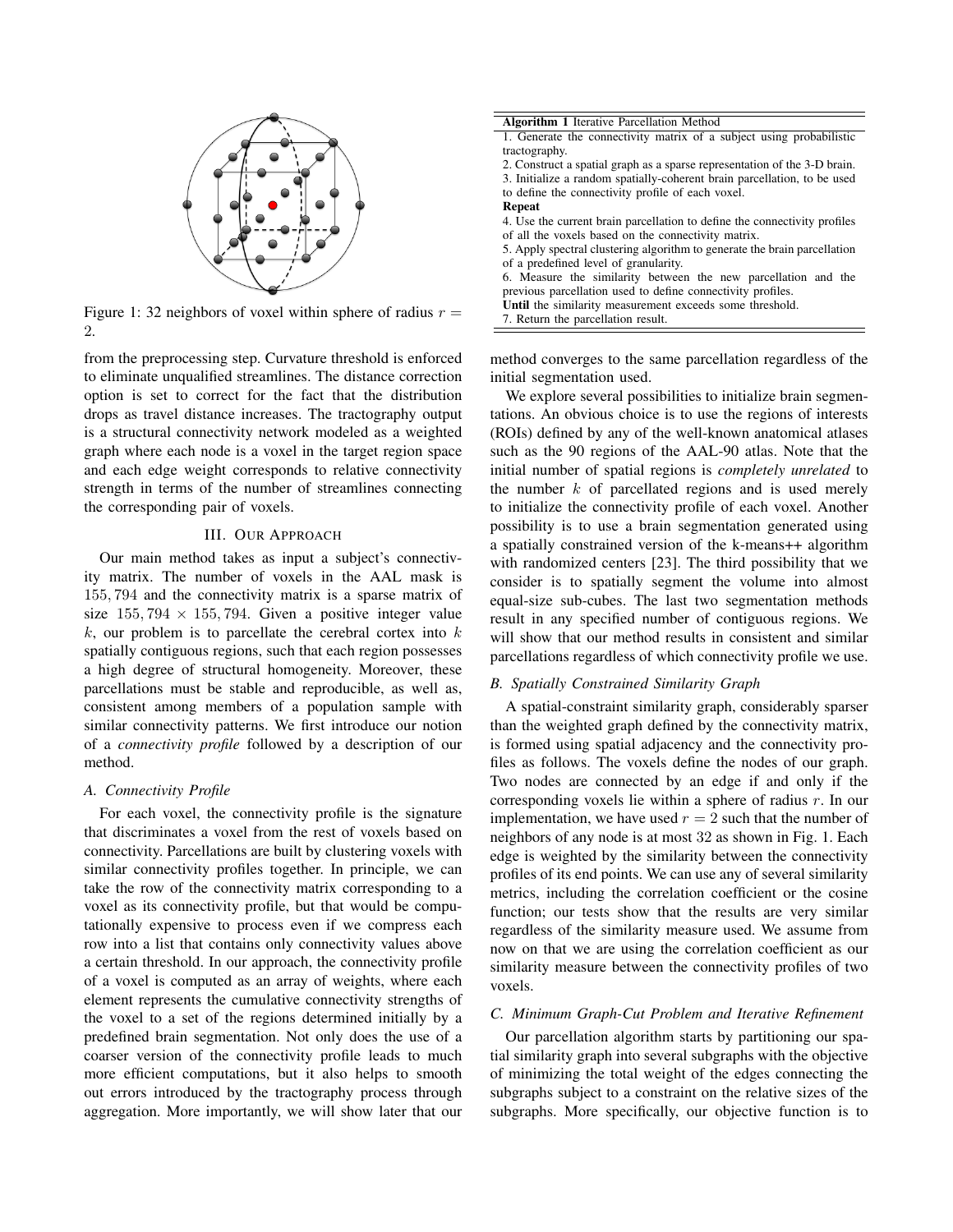Figure 1: 32 neighbors of voxel within sphere of radius $r = 2$.

**Algorithm 1** Iterative Parcellation Method

1. Generate the connectivity matrix of a subject using probabilistic tractography.
2. Construct a spatial graph as a sparse representation of the 3-D brain.
3. Initialize a random spatially-coherent brain parcellation, to be used to define the connectivity profile of each voxel.

**Repeat**

4. Use the current brain parcellation to define the connectivity profiles of all the voxels based on the connectivity matrix.
5. Apply spectral clustering algorithm to generate the brain parcellation of a predefined level of granularity.
6. Measure the similarity between the new parcellation and the previous parcellation used to define connectivity profiles.

**Until** the similarity measurement exceeds some threshold.

7. Return the parcellation result.

from the preprocessing step. Curvature threshold is enforced to eliminate unqualified streamlines. The distance correction option is set to correct for the fact that the distribution drops as travel distance increases. The tractography output is a structural connectivity network modeled as a weighted graph where each node is a voxel in the target region space and each edge weight corresponds to relative connectivity strength in terms of the number of streamlines connecting the corresponding pair of voxels.

## III. Our Approach

Our main method takes as input a subject's connectivity matrix. The number of voxels in the AAL mask is $155,794$ and the connectivity matrix is a sparse matrix of size $155,794 \times 155,794$. Given a positive integer value $k$, our problem is to parcellate the cerebral cortex into $k$ spatially contiguous regions, such that each region possesses a high degree of structural homogeneity. Moreover, these parcellations must be stable and reproducible, as well as, consistent among members of a population sample with similar connectivity patterns. We first introduce our notion of a *connectivity profile* followed by a description of our method.

### A. Connectivity Profile

For each voxel, the connectivity profile is the signature that discriminates a voxel from the rest of voxels based on connectivity. Parcellations are built by clustering voxels with similar connectivity profiles together. In principle, we can take the row of the connectivity matrix corresponding to a voxel as its connectivity profile, but that would be computationally expensive to process even if we compress each row into a list that contains only connectivity values above a certain threshold. In our approach, the connectivity profile of a voxel is computed as an array of weights, where each element represents the cumulative connectivity strengths of the voxel to a set of the regions determined initially by a predefined brain segmentation. Not only does the use of a coarser version of the connectivity profile leads to much more efficient computations, but it also helps to smooth out errors introduced by the tractography process through aggregation. More importantly, we will show later that our method converges to the same parcellation regardless of the initial segmentation used.

We explore several possibilities to initialize brain segmentations. An obvious choice is to use the regions of interests (ROIs) defined by any of the well-known anatomical atlases such as the 90 regions of the AAL-90 atlas. Note that the initial number of spatial regions is *completely unrelated* to the number $k$ of parcellated regions and is used merely to initialize the connectivity profile of each voxel. Another possibility is to use a brain segmentation generated using a spatially constrained version of the k-means++ algorithm with randomized centers [23]. The third possibility that we consider is to spatially segment the volume into almost equal-size sub-cubes. The last two segmentation methods result in any specified number of contiguous regions. We will show that our method results in consistent and similar parcellations regardless of which connectivity profile we use.

### B. Spatially Constrained Similarity Graph

A spatial-constraint similarity graph, considerably sparser than the weighted graph defined by the connectivity matrix, is formed using spatial adjacency and the connectivity profiles as follows. The voxels define the nodes of our graph. Two nodes are connected by an edge if and only if the corresponding voxels lie within a sphere of radius $r$. In our implementation, we have used $r = 2$ such that the number of neighbors of any node is at most 32 as shown in Fig. 1. Each edge is weighted by the similarity between the connectivity profiles of its end points. We can use any of several similarity metrics, including the correlation coefficient or the cosine function; our tests show that the results are very similar regardless of the similarity measure used. We assume from now on that we are using the correlation coefficient as our similarity measure between the connectivity profiles of two voxels.

### C. Minimum Graph-Cut Problem and Iterative Refinement

Our parcellation algorithm starts by partitioning our spatial similarity graph into several subgraphs with the objective of minimizing the total weight of the edges connecting the subgraphs subject to a constraint on the relative sizes of the subgraphs. More specifically, our objective function is to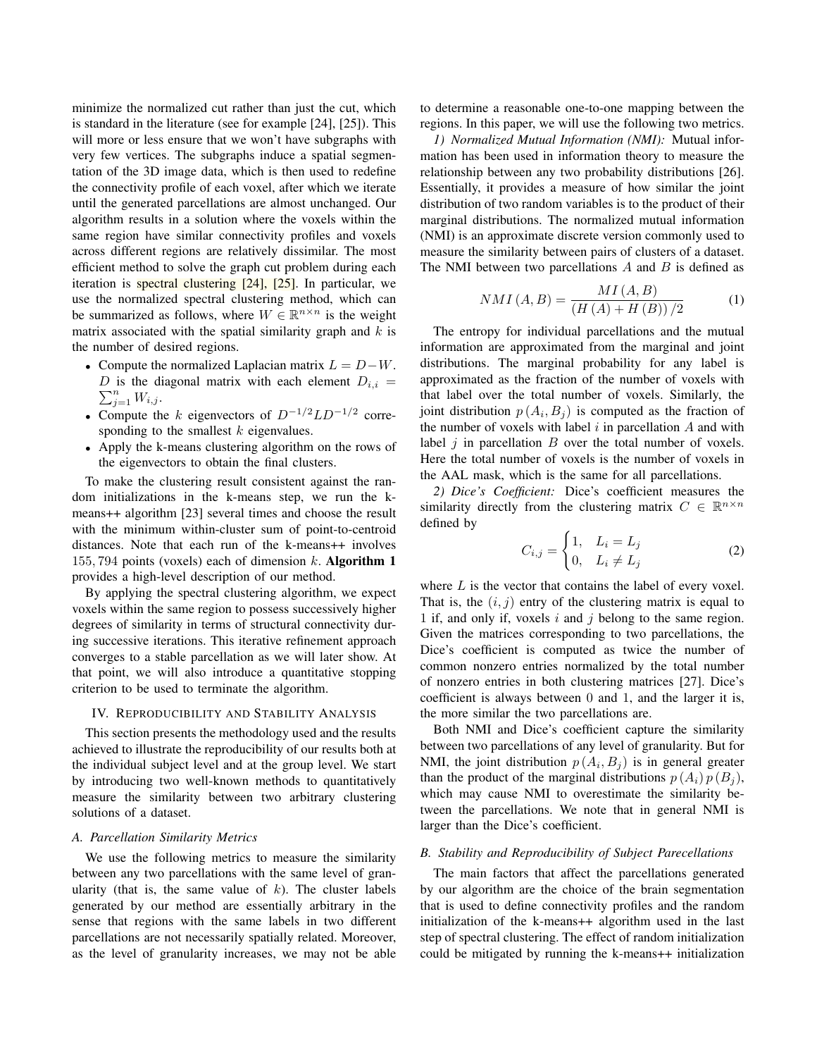minimize the normalized cut rather than just the cut, which is standard in the literature (see for example [24], [25]). This will more or less ensure that we won't have subgraphs with very few vertices. The subgraphs induce a spatial segmentation of the 3D image data, which is then used to redefine the connectivity profile of each voxel, after which we iterate until the generated parcellations are almost unchanged. Our algorithm results in a solution where the voxels within the same region have similar connectivity profiles and voxels across different regions are relatively dissimilar. The most efficient method to solve the graph cut problem during each iteration is spectral clustering [24], [25]. In particular, we use the normalized spectral clustering method, which can be summarized as follows, where $W \in \mathbb{R}^{n \times n}$ is the weight matrix associated with the spatial similarity graph and $k$ is the number of desired regions.

- Compute the normalized Laplacian matrix $L = D - W$. $D$ is the diagonal matrix with each element $D_{i,i} = \sum_{j=1}^{n} W_{i,j}$.
- Compute the $k$ eigenvectors of $D^{-1/2} L D^{-1/2}$ corresponding to the smallest $k$ eigenvalues.
- Apply the k-means clustering algorithm on the rows of the eigenvectors to obtain the final clusters.

To make the clustering result consistent against the random initializations in the k-means step, we run the k-means++ algorithm [23] several times and choose the result with the minimum within-cluster sum of point-to-centroid distances. Note that each run of the k-means++ involves 155,794 points (voxels) each of dimension $k$. **Algorithm 1** provides a high-level description of our method.

By applying the spectral clustering algorithm, we expect voxels within the same region to possess successively higher degrees of similarity in terms of structural connectivity during successive iterations. This iterative refinement approach converges to a stable parcellation as we will later show. At that point, we will also introduce a quantitative stopping criterion to be used to terminate the algorithm.

## IV. Reproducibility and Stability Analysis

This section presents the methodology used and the results achieved to illustrate the reproducibility of our results both at the individual subject level and at the group level. We start by introducing two well-known methods to quantitatively measure the similarity between two arbitrary clustering solutions of a dataset.

### A. Parcellation Similarity Metrics

We use the following metrics to measure the similarity between any two parcellations with the same level of granularity (that is, the same value of $k$). The cluster labels generated by our method are essentially arbitrary in the sense that regions with the same labels in two different parcellations are not necessarily spatially related. Moreover, as the level of granularity increases, we may not be able to determine a reasonable one-to-one mapping between the regions. In this paper, we will use the following two metrics.

*1) Normalized Mutual Information (NMI):* Mutual information has been used in information theory to measure the relationship between any two probability distributions [26]. Essentially, it provides a measure of how similar the joint distribution of two random variables is to the product of their marginal distributions. The normalized mutual information (NMI) is an approximate discrete version commonly used to measure the similarity between pairs of clusters of a dataset. The NMI between two parcellations $A$ and $B$ is defined as

$$NMI\left(A,B\right) = \frac{MI\left(A,B\right)}{\left(H\left(A\right) + H\left(B\right)\right)/2} \tag{1}$$

The entropy for individual parcellations and the mutual information are approximated from the marginal and joint distributions. The marginal probability for any label is approximated as the fraction of the number of voxels with that label over the total number of voxels. Similarly, the joint distribution $p\left(A_i, B_j\right)$ is computed as the fraction of the number of voxels with label $i$ in parcellation $A$ and with label $j$ in parcellation $B$ over the total number of voxels. Here the total number of voxels is the number of voxels in the AAL mask, which is the same for all parcellations.

*2) Dice's Coefficient:* Dice's coefficient measures the similarity directly from the clustering matrix $C \in \mathbb{R}^{n \times n}$ defined by

$$C_{i,j} = \begin{cases} 1, & L_i = L_j \\ 0, & L_i \neq L_j \end{cases} \tag{2}$$

where $L$ is the vector that contains the label of every voxel. That is, the $(i,j)$ entry of the clustering matrix is equal to 1 if, and only if, voxels $i$ and $j$ belong to the same region. Given the matrices corresponding to two parcellations, the Dice's coefficient is computed as twice the number of common nonzero entries normalized by the total number of nonzero entries in both clustering matrices [27]. Dice's coefficient is always between 0 and 1, and the larger it is, the more similar the two parcellations are.

Both NMI and Dice's coefficient capture the similarity between two parcellations of any level of granularity. But for NMI, the joint distribution $p\left(A_i, B_j\right)$ is in general greater than the product of the marginal distributions $p\left(A_i\right) p\left(B_j\right)$, which may cause NMI to overestimate the similarity between the parcellations. We note that in general NMI is larger than the Dice's coefficient.

### B. Stability and Reproducibility of Subject Parecellations

The main factors that affect the parcellations generated by our algorithm are the choice of the brain segmentation that is used to define connectivity profiles and the random initialization of the k-means++ algorithm used in the last step of spectral clustering. The effect of random initialization could be mitigated by running the k-means++ initialization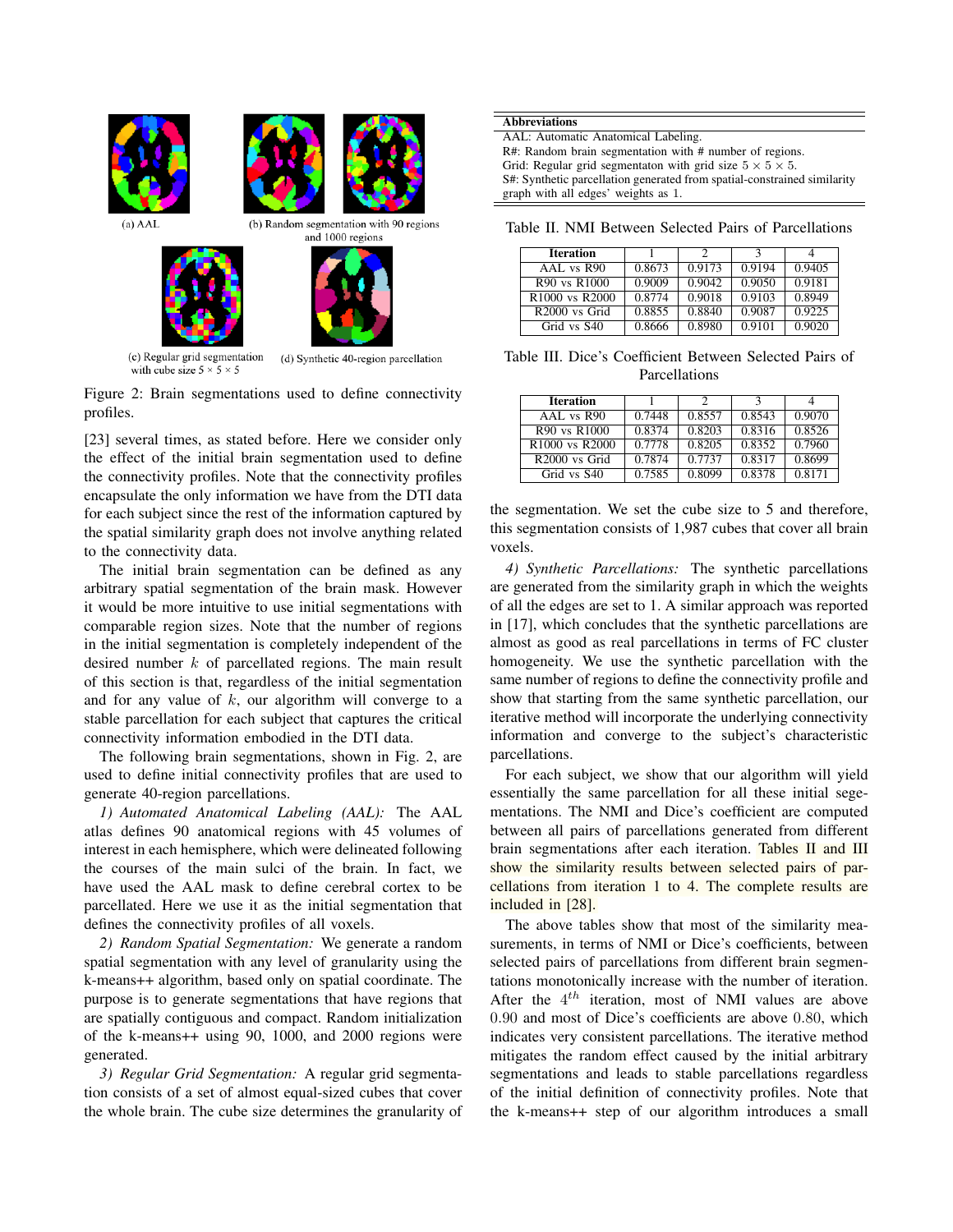(a) AAL

(b) Random segmentation with 90 regions and 1000 regions

(c) Regular grid segmentation with cube size $5 \times 5 \times 5$

(d) Synthetic 40-region parcellation

Figure 2: Brain segmentations used to define connectivity profiles.

[23] several times, as stated before. Here we consider only the effect of the initial brain segmentation used to define the connectivity profiles. Note that the connectivity profiles encapsulate the only information we have from the DTI data for each subject since the rest of the information captured by the spatial similarity graph does not involve anything related to the connectivity data.

The initial brain segmentation can be defined as any arbitrary spatial segmentation of the brain mask. However it would be more intuitive to use initial segmentations with comparable region sizes. Note that the number of regions in the initial segmentation is completely independent of the desired number $k$ of parcellated regions. The main result of this section is that, regardless of the initial segmentation and for any value of $k$, our algorithm will converge to a stable parcellation for each subject that captures the critical connectivity information embodied in the DTI data.

The following brain segmentations, shown in Fig. 2, are used to define initial connectivity profiles that are used to generate 40-region parcellations.

*1) Automated Anatomical Labeling (AAL):* The AAL atlas defines 90 anatomical regions with 45 volumes of interest in each hemisphere, which were delineated following the courses of the main sulci of the brain. In fact, we have used the AAL mask to define cerebral cortex to be parcellated. Here we use it as the initial segmentation that defines the connectivity profiles of all voxels.

*2) Random Spatial Segmentation:* We generate a random spatial segmentation with any level of granularity using the k-means++ algorithm, based only on spatial coordinate. The purpose is to generate segmentations that have regions that are spatially contiguous and compact. Random initialization of the k-means++ using 90, 1000, and 2000 regions were generated.

*3) Regular Grid Segmentation:* A regular grid segmentation consists of a set of almost equal-sized cubes that cover the whole brain. The cube size determines the granularity of the segmentation. We set the cube size to 5 and therefore, this segmentation consists of 1,987 cubes that cover all brain voxels.

*4) Synthetic Parcellations:* The synthetic parcellations are generated from the similarity graph in which the weights of all the edges are set to 1. A similar approach was reported in [17], which concludes that the synthetic parcellations are almost as good as real parcellations in terms of FC cluster homogeneity. We use the synthetic parcellation with the same number of regions to define the connectivity profile and show that starting from the same synthetic parcellation, our iterative method will incorporate the underlying connectivity information and converge to the subject's characteristic parcellations.

| **Abbreviations** |
|---|
| AAL: Automatic Anatomical Labeling. |
| R#: Random brain segmentation with # number of regions. |
| Grid: Regular grid segmentaton with grid size $5 \times 5 \times 5$. |
| S#: Synthetic parcellation generated from spatial-constrained similarity graph with all edges' weights as 1. |

Table II. NMI Between Selected Pairs of Parcellations

| Iteration | 1 | 2 | 3 | 4 |
|---|---|---|---|---|
| AAL vs R90 | 0.8673 | 0.9173 | 0.9194 | 0.9405 |
| R90 vs R1000 | 0.9009 | 0.9042 | 0.9050 | 0.9181 |
| R1000 vs R2000 | 0.8774 | 0.9018 | 0.9103 | 0.8949 |
| R2000 vs Grid | 0.8855 | 0.8840 | 0.9087 | 0.9225 |
| Grid vs S40 | 0.8666 | 0.8980 | 0.9101 | 0.9020 |

Table III. Dice's Coefficient Between Selected Pairs of Parcellations

| Iteration | 1 | 2 | 3 | 4 |
|---|---|---|---|---|
| AAL vs R90 | 0.7448 | 0.8557 | 0.8543 | 0.9070 |
| R90 vs R1000 | 0.8374 | 0.8203 | 0.8316 | 0.8526 |
| R1000 vs R2000 | 0.7778 | 0.8205 | 0.8352 | 0.7960 |
| R2000 vs Grid | 0.7874 | 0.7737 | 0.8317 | 0.8699 |
| Grid vs S40 | 0.7585 | 0.8099 | 0.8378 | 0.8171 |

For each subject, we show that our algorithm will yield essentially the same parcellation for all these initial segementations. The NMI and Dice's coefficient are computed between all pairs of parcellations generated from different brain segmentations after each iteration. Tables II and III show the similarity results between selected pairs of parcellations from iteration 1 to 4. The complete results are included in [28].

The above tables show that most of the similarity measurements, in terms of NMI or Dice's coefficients, between selected pairs of parcellations from different brain segmentations monotonically increase with the number of iteration. After the $4^{th}$ iteration, most of NMI values are above 0.90 and most of Dice's coefficients are above 0.80, which indicates very consistent parcellations. The iterative method mitigates the random effect caused by the initial arbitrary segmentations and leads to stable parcellations regardless of the initial definition of connectivity profiles. Note that the k-means++ step of our algorithm introduces a small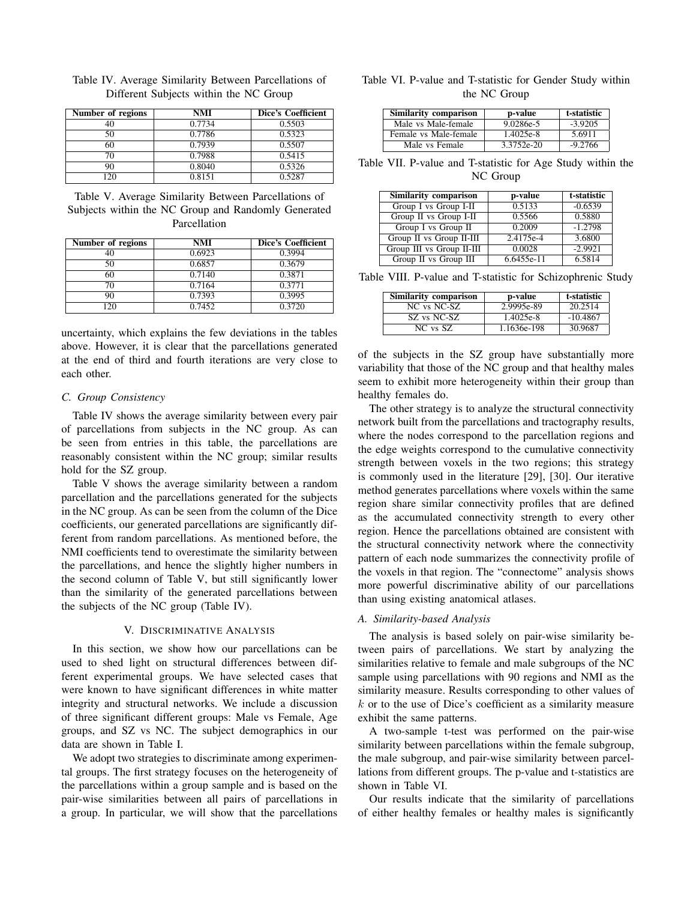Table IV. Average Similarity Between Parcellations of Different Subjects within the NC Group

| Number of regions | NMI | Dice's Coefficient |
|---|---|---|
| 40 | 0.7734 | 0.5503 |
| 50 | 0.7786 | 0.5323 |
| 60 | 0.7939 | 0.5507 |
| 70 | 0.7988 | 0.5415 |
| 90 | 0.8040 | 0.5326 |
| 120 | 0.8151 | 0.5287 |

Table V. Average Similarity Between Parcellations of Subjects within the NC Group and Randomly Generated Parcellation

| Number of regions | NMI | Dice's Coefficient |
|---|---|---|
| 40 | 0.6923 | 0.3994 |
| 50 | 0.6857 | 0.3679 |
| 60 | 0.7140 | 0.3871 |
| 70 | 0.7164 | 0.3771 |
| 90 | 0.7393 | 0.3995 |
| 120 | 0.7452 | 0.3720 |

uncertainty, which explains the few deviations in the tables above. However, it is clear that the parcellations generated at the end of third and fourth iterations are very close to each other.

### C. Group Consistency

Table IV shows the average similarity between every pair of parcellations from subjects in the NC group. As can be seen from entries in this table, the parcellations are reasonably consistent within the NC group; similar results hold for the SZ group.

Table V shows the average similarity between a random parcellation and the parcellations generated for the subjects in the NC group. As can be seen from the column of the Dice coefficients, our generated parcellations are significantly different from random parcellations. As mentioned before, the NMI coefficients tend to overestimate the similarity between the parcellations, and hence the slightly higher numbers in the second column of Table V, but still significantly lower than the similarity of the generated parcellations between the subjects of the NC group (Table IV).

## V. Discriminative Analysis

In this section, we show how our parcellations can be used to shed light on structural differences between different experimental groups. We have selected cases that were known to have significant differences in white matter integrity and structural networks. We include a discussion of three significant different groups: Male vs Female, Age groups, and SZ vs NC. The subject demographics in our data are shown in Table I.

We adopt two strategies to discriminate among experimental groups. The first strategy focuses on the heterogeneity of the parcellations within a group sample and is based on the pair-wise similarities between all pairs of parcellations in a group. In particular, we will show that the parcellations

Table VI. P-value and T-statistic for Gender Study within the NC Group

| Similarity comparison | p-value | t-statistic |
|---|---|---|
| Male vs Male-female | 9.0286e-5 | -3.9205 |
| Female vs Male-female | 1.4025e-8 | 5.6911 |
| Male vs Female | 3.3752e-20 | -9.2766 |

Table VII. P-value and T-statistic for Age Study within the NC Group

| Similarity comparison | p-value | t-statistic |
|---|---|---|
| Group I vs Group I-II | 0.5133 | -0.6539 |
| Group II vs Group I-II | 0.5566 | 0.5880 |
| Group I vs Group II | 0.2009 | -1.2798 |
| Group II vs Group II-III | 2.4175e-4 | 3.6800 |
| Group III vs Group II-III | 0.0028 | -2.9921 |
| Group II vs Group III | 6.6455e-11 | 6.5814 |

Table VIII. P-value and T-statistic for Schizophrenic Study

| Similarity comparison | p-value | t-statistic |
|---|---|---|
| NC vs NC-SZ | 2.9995e-89 | 20.2514 |
| SZ vs NC-SZ | 1.4025e-8 | -10.4867 |
| NC vs SZ | 1.1636e-198 | 30.9687 |

of the subjects in the SZ group have substantially more variability that those of the NC group and that healthy males seem to exhibit more heterogeneity within their group than healthy females do.

The other strategy is to analyze the structural connectivity network built from the parcellations and tractography results, where the nodes correspond to the parcellation regions and the edge weights correspond to the cumulative connectivity strength between voxels in the two regions; this strategy is commonly used in the literature [29], [30]. Our iterative method generates parcellations where voxels within the same region share similar connectivity profiles that are defined as the accumulated connectivity strength to every other region. Hence the parcellations obtained are consistent with the structural connectivity network where the connectivity pattern of each node summarizes the connectivity profile of the voxels in that region. The "connectome" analysis shows more powerful discriminative ability of our parcellations than using existing anatomical atlases.

### A. Similarity-based Analysis

The analysis is based solely on pair-wise similarity between pairs of parcellations. We start by analyzing the similarities relative to female and male subgroups of the NC sample using parcellations with 90 regions and NMI as the similarity measure. Results corresponding to other values of $k$ or to the use of Dice's coefficient as a similarity measure exhibit the same patterns.

A two-sample t-test was performed on the pair-wise similarity between parcellations within the female subgroup, the male subgroup, and pair-wise similarity between parcellations from different groups. The p-value and t-statistics are shown in Table VI.

Our results indicate that the similarity of parcellations of either healthy females or healthy males is significantly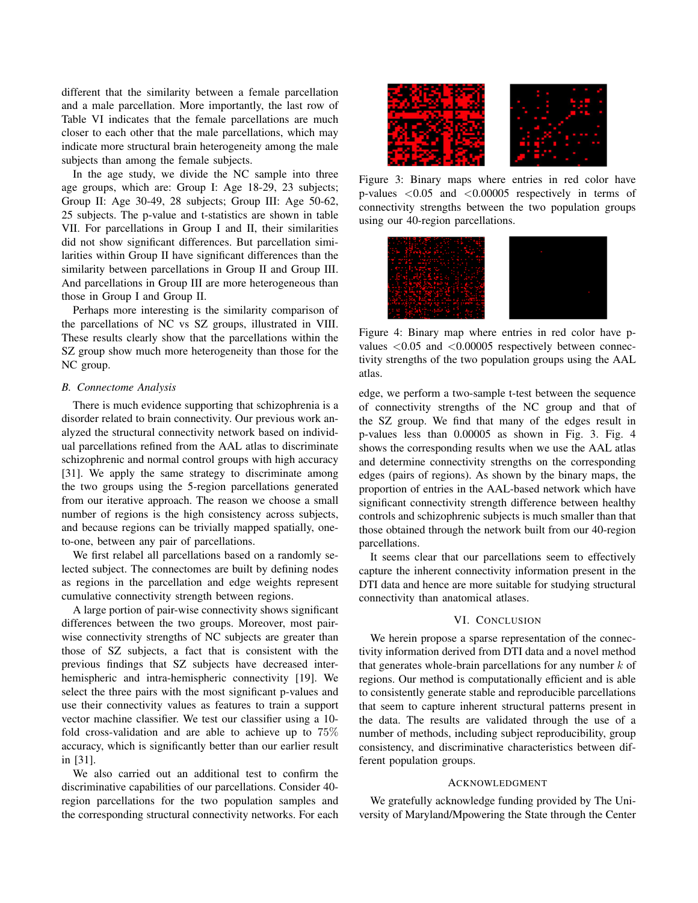different that the similarity between a female parcellation and a male parcellation. More importantly, the last row of Table VI indicates that the female parcellations are much closer to each other that the male parcellations, which may indicate more structural brain heterogeneity among the male subjects than among the female subjects.

In the age study, we divide the NC sample into three age groups, which are: Group I: Age 18-29, 23 subjects; Group II: Age 30-49, 28 subjects; Group III: Age 50-62, 25 subjects. The p-value and t-statistics are shown in table VII. For parcellations in Group I and II, their similarities did not show significant differences. But parcellation similarities within Group II have significant differences than the similarity between parcellations in Group II and Group III. And parcellations in Group III are more heterogeneous than those in Group I and Group II.

Perhaps more interesting is the similarity comparison of the parcellations of NC vs SZ groups, illustrated in VIII. These results clearly show that the parcellations within the SZ group show much more heterogeneity than those for the NC group.

### B. Connectome Analysis

There is much evidence supporting that schizophrenia is a disorder related to brain connectivity. Our previous work analyzed the structural connectivity network based on individual parcellations refined from the AAL atlas to discriminate schizophrenic and normal control groups with high accuracy [31]. We apply the same strategy to discriminate among the two groups using the 5-region parcellations generated from our iterative approach. The reason we choose a small number of regions is the high consistency across subjects, and because regions can be trivially mapped spatially, one-to-one, between any pair of parcellations.

We first relabel all parcellations based on a randomly selected subject. The connectomes are built by defining nodes as regions in the parcellation and edge weights represent cumulative connectivity strength between regions.

A large portion of pair-wise connectivity shows significant differences between the two groups. Moreover, most pair-wise connectivity strengths of NC subjects are greater than those of SZ subjects, a fact that is consistent with the previous findings that SZ subjects have decreased inter-hemispheric and intra-hemispheric connectivity [19]. We select the three pairs with the most significant p-values and use their connectivity values as features to train a support vector machine classifier. We test our classifier using a 10-fold cross-validation and are able to achieve up to 75% accuracy, which is significantly better than our earlier result in [31].

We also carried out an additional test to confirm the discriminative capabilities of our parcellations. Consider 40-region parcellations for the two population samples and the corresponding structural connectivity networks. For each edge, we perform a two-sample t-test between the sequence of connectivity strengths of the NC group and that of the SZ group. We find that many of the edges result in p-values less than 0.00005 as shown in Fig. 3. Fig. 4 shows the corresponding results when we use the AAL atlas and determine connectivity strengths on the corresponding edges (pairs of regions). As shown by the binary maps, the proportion of entries in the AAL-based network which have significant connectivity strength difference between healthy controls and schizophrenic subjects is much smaller than that those obtained through the network built from our 40-region parcellations.

Figure 3: Binary maps where entries in red color have p-values $<0.05$ and $<0.00005$ respectively in terms of connectivity strengths between the two population groups using our 40-region parcellations.

Figure 4: Binary map where entries in red color have p-values $<0.05$ and $<0.00005$ respectively between connectivity strengths of the two population groups using the AAL atlas.

It seems clear that our parcellations seem to effectively capture the inherent connectivity information present in the DTI data and hence are more suitable for studying structural connectivity than anatomical atlases.

## VI. Conclusion

We herein propose a sparse representation of the connectivity information derived from DTI data and a novel method that generates whole-brain parcellations for any number $k$ of regions. Our method is computationally efficient and is able to consistently generate stable and reproducible parcellations that seem to capture inherent structural patterns present in the data. The results are validated through the use of a number of methods, including subject reproducibility, group consistency, and discriminative characteristics between different population groups.

## Acknowledgment

We gratefully acknowledge funding provided by The University of Maryland/Mpowering the State through the Center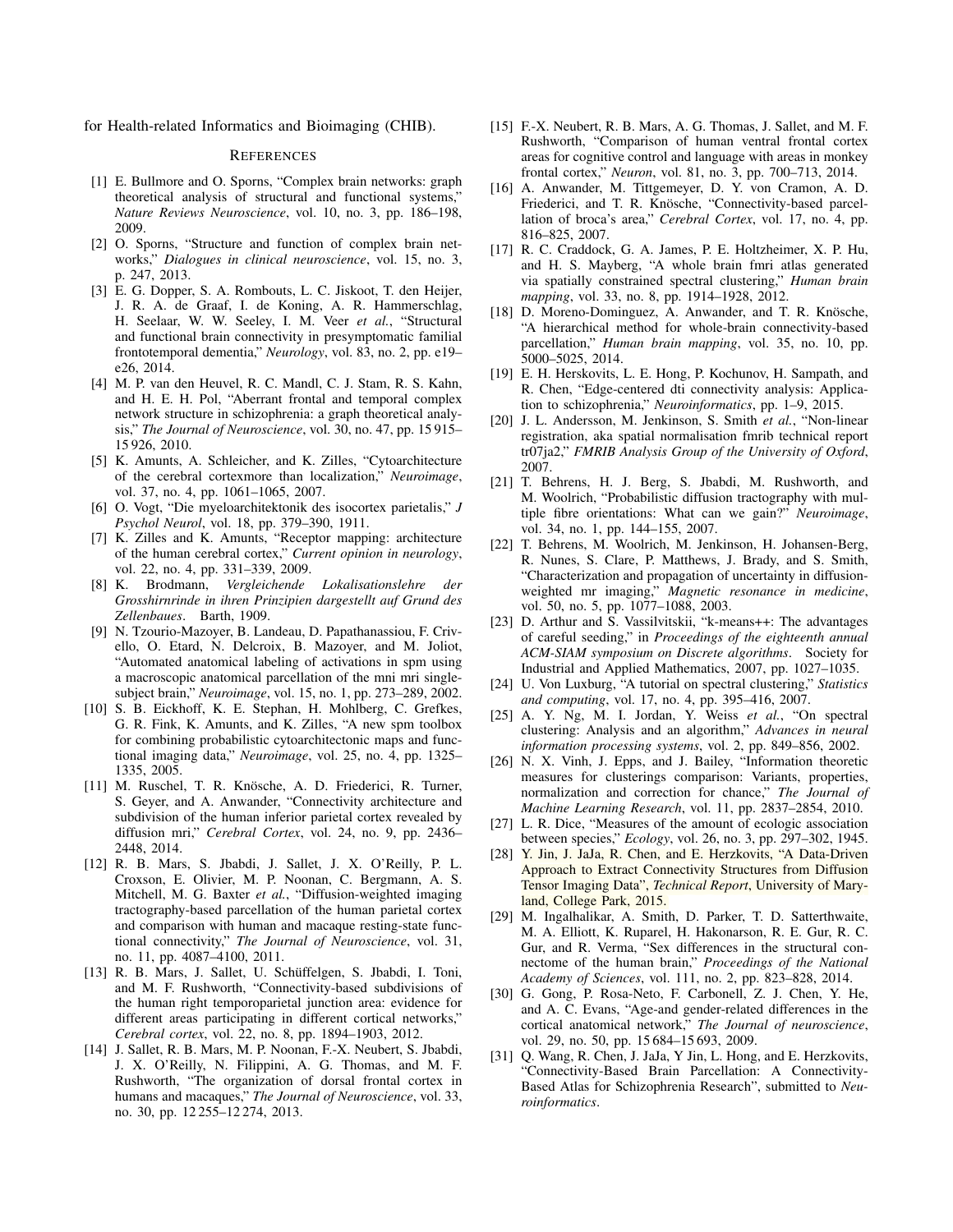for Health-related Informatics and Bioimaging (CHIB).

## References

[1] E. Bullmore and O. Sporns, "Complex brain networks: graph theoretical analysis of structural and functional systems," *Nature Reviews Neuroscience*, vol. 10, no. 3, pp. 186–198, 2009.

[2] O. Sporns, "Structure and function of complex brain networks," *Dialogues in clinical neuroscience*, vol. 15, no. 3, p. 247, 2013.

[3] E. G. Dopper, S. A. Rombouts, L. C. Jiskoot, T. den Heijer, J. R. A. de Graaf, I. de Koning, A. R. Hammerschlag, H. Seelaar, W. W. Seeley, I. M. Veer *et al.*, "Structural and functional brain connectivity in presymptomatic familial frontotemporal dementia," *Neurology*, vol. 83, no. 2, pp. e19–e26, 2014.

[4] M. P. van den Heuvel, R. C. Mandl, C. J. Stam, R. S. Kahn, and H. E. H. Pol, "Aberrant frontal and temporal complex network structure in schizophrenia: a graph theoretical analysis," *The Journal of Neuroscience*, vol. 30, no. 47, pp. 15 915–15 926, 2010.

[5] K. Amunts, A. Schleicher, and K. Zilles, "Cytoarchitecture of the cerebral cortexmore than localization," *Neuroimage*, vol. 37, no. 4, pp. 1061–1065, 2007.

[6] O. Vogt, "Die myeloarchitektonik des isocortex parietalis," *J Psychol Neurol*, vol. 18, pp. 379–390, 1911.

[7] K. Zilles and K. Amunts, "Receptor mapping: architecture of the human cerebral cortex," *Current opinion in neurology*, vol. 22, no. 4, pp. 331–339, 2009.

[8] K. Brodmann, *Vergleichende Lokalisationslehre der Grosshirnrinde in ihren Prinzipien dargestellt auf Grund des Zellenbaues*. Barth, 1909.

[9] N. Tzourio-Mazoyer, B. Landeau, D. Papathanassiou, F. Crivello, O. Etard, N. Delcroix, B. Mazoyer, and M. Joliot, "Automated anatomical labeling of activations in spm using a macroscopic anatomical parcellation of the mni mri single-subject brain," *Neuroimage*, vol. 15, no. 1, pp. 273–289, 2002.

[10] S. B. Eickhoff, K. E. Stephan, H. Mohlberg, C. Grefkes, G. R. Fink, K. Amunts, and K. Zilles, "A new spm toolbox for combining probabilistic cytoarchitectonic maps and functional imaging data," *Neuroimage*, vol. 25, no. 4, pp. 1325–1335, 2005.

[11] M. Ruschel, T. R. Knösche, A. D. Friederici, R. Turner, S. Geyer, and A. Anwander, "Connectivity architecture and subdivision of the human inferior parietal cortex revealed by diffusion mri," *Cerebral Cortex*, vol. 24, no. 9, pp. 2436–2448, 2014.

[12] R. B. Mars, S. Jbabdi, J. Sallet, J. X. O'Reilly, P. L. Croxson, E. Olivier, M. P. Noonan, C. Bergmann, A. S. Mitchell, M. G. Baxter *et al.*, "Diffusion-weighted imaging tractography-based parcellation of the human parietal cortex and comparison with human and macaque resting-state functional connectivity," *The Journal of Neuroscience*, vol. 31, no. 11, pp. 4087–4100, 2011.

[13] R. B. Mars, J. Sallet, U. Schüffelgen, S. Jbabdi, I. Toni, and M. F. Rushworth, "Connectivity-based subdivisions of the human right temporoparietal junction area: evidence for different areas participating in different cortical networks," *Cerebral cortex*, vol. 22, no. 8, pp. 1894–1903, 2012.

[14] J. Sallet, R. B. Mars, M. P. Noonan, F.-X. Neubert, S. Jbabdi, J. X. O'Reilly, N. Filippini, A. G. Thomas, and M. F. Rushworth, "The organization of dorsal frontal cortex in humans and macaques," *The Journal of Neuroscience*, vol. 33, no. 30, pp. 12 255–12 274, 2013.

[15] F.-X. Neubert, R. B. Mars, A. G. Thomas, J. Sallet, and M. F. Rushworth, "Comparison of human ventral frontal cortex areas for cognitive control and language with areas in monkey frontal cortex," *Neuron*, vol. 81, no. 3, pp. 700–713, 2014.

[16] A. Anwander, M. Tittgemeyer, D. Y. von Cramon, A. D. Friederici, and T. R. Knösche, "Connectivity-based parcellation of broca's area," *Cerebral Cortex*, vol. 17, no. 4, pp. 816–825, 2007.

[17] R. C. Craddock, G. A. James, P. E. Holtzheimer, X. P. Hu, and H. S. Mayberg, "A whole brain fmri atlas generated via spatially constrained spectral clustering," *Human brain mapping*, vol. 33, no. 8, pp. 1914–1928, 2012.

[18] D. Moreno-Dominguez, A. Anwander, and T. R. Knösche, "A hierarchical method for whole-brain connectivity-based parcellation," *Human brain mapping*, vol. 35, no. 10, pp. 5000–5025, 2014.

[19] E. H. Herskovits, L. E. Hong, P. Kochunov, H. Sampath, and R. Chen, "Edge-centered dti connectivity analysis: Application to schizophrenia," *Neuroinformatics*, pp. 1–9, 2015.

[20] J. L. Andersson, M. Jenkinson, S. Smith *et al.*, "Non-linear registration, aka spatial normalisation fmrib technical report tr07ja2," *FMRIB Analysis Group of the University of Oxford*, 2007.

[21] T. Behrens, H. J. Berg, S. Jbabdi, M. Rushworth, and M. Woolrich, "Probabilistic diffusion tractography with multiple fibre orientations: What can we gain?" *Neuroimage*, vol. 34, no. 1, pp. 144–155, 2007.

[22] T. Behrens, M. Woolrich, M. Jenkinson, H. Johansen-Berg, R. Nunes, S. Clare, P. Matthews, J. Brady, and S. Smith, "Characterization and propagation of uncertainty in diffusion-weighted mr imaging," *Magnetic resonance in medicine*, vol. 50, no. 5, pp. 1077–1088, 2003.

[23] D. Arthur and S. Vassilvitskii, "k-means++: The advantages of careful seeding," in *Proceedings of the eighteenth annual ACM-SIAM symposium on Discrete algorithms*. Society for Industrial and Applied Mathematics, 2007, pp. 1027–1035.

[24] U. Von Luxburg, "A tutorial on spectral clustering," *Statistics and computing*, vol. 17, no. 4, pp. 395–416, 2007.

[25] A. Y. Ng, M. I. Jordan, Y. Weiss *et al.*, "On spectral clustering: Analysis and an algorithm," *Advances in neural information processing systems*, vol. 2, pp. 849–856, 2002.

[26] N. X. Vinh, J. Epps, and J. Bailey, "Information theoretic measures for clusterings comparison: Variants, properties, normalization and correction for chance," *The Journal of Machine Learning Research*, vol. 11, pp. 2837–2854, 2010.

[27] L. R. Dice, "Measures of the amount of ecologic association between species," *Ecology*, vol. 26, no. 3, pp. 297–302, 1945.

[28] Y. Jin, J. JaJa, R. Chen, and E. Herzkovits, "A Data-Driven Approach to Extract Connectivity Structures from Diffusion Tensor Imaging Data", *Technical Report*, University of Maryland, College Park, 2015.

[29] M. Ingalhalikar, A. Smith, D. Parker, T. D. Satterthwaite, M. A. Elliott, K. Ruparel, H. Hakonarson, R. E. Gur, R. C. Gur, and R. Verma, "Sex differences in the structural connectome of the human brain," *Proceedings of the National Academy of Sciences*, vol. 111, no. 2, pp. 823–828, 2014.

[30] G. Gong, P. Rosa-Neto, F. Carbonell, Z. J. Chen, Y. He, and A. C. Evans, "Age-and gender-related differences in the cortical anatomical network," *The Journal of neuroscience*, vol. 29, no. 50, pp. 15 684–15 693, 2009.

[31] Q. Wang, R. Chen, J. JaJa, Y Jin, L. Hong, and E. Herzkovits, "Connectivity-Based Brain Parcellation: A Connectivity-Based Atlas for Schizophrenia Research", submitted to *Neuroinformatics*.